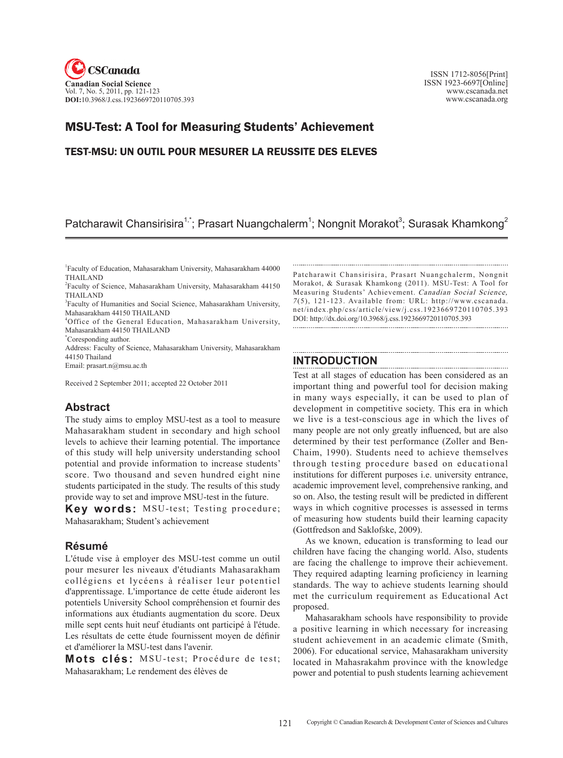# MSU-Test: A Tool for Measuring Students' Achievement

## TEST-MSU: UN OUTIL POUR MESURER LA REUSSITE DES ELEVES

Patcharawit Chansirisira[1,*]; Prasart Nuangchalerm[1]; Nongnit Morakot[3]; Surasak Khamkong[2]

[1]Faculty of Education, Mahasarakham University, Mahasarakham 44000 THAILAND
[2]Faculty of Science, Mahasarakham University, Mahasarakham 44150 THAILAND
[3]Faculty of Humanities and Social Science, Mahasarakham University, Mahasarakham 44150 THAILAND
[4]Office of the General Education, Mahasarakham University, Mahasarakham 44150 THAILAND
[*]Coresponding author.
Address: Faculty of Science, Mahasarakham University, Mahasarakham 44150 Thailand
Email: prasart.n@msu.ac.th

Received 2 September 2011; accepted 22 October 2011

## Abstract

The study aims to employ MSU-test as a tool to measure Mahasarakham student in secondary and high school levels to achieve their learning potential. The importance of this study will help university understanding school potential and provide information to increase students' score. Two thousand and seven hundred eight nine students participated in the study. The results of this study provide way to set and improve MSU-test in the future.

**Key words:** MSU-test; Testing procedure; Mahasarakham; Student's achievement

## Résumé

L'étude vise à employer des MSU-test comme un outil pour mesurer les niveaux d'étudiants Mahasarakham collégiens et lycéens à réaliser leur potentiel d'apprentissage. L'importance de cette étude aideront les potentiels University School compréhension et fournir des informations aux étudiants augmentation du score. Deux mille sept cents huit neuf étudiants ont participé à l'étude. Les résultats de cette étude fournissent moyen de définir et d'améliorer la MSU-test dans l'avenir.

**Mots clés:** MSU-test; Procédure de test; Mahasarakham; Le rendement des élèves de

Patcharawit Chansirisira, Prasart Nuangchalerm, Nongnit Morakot, & Surasak Khamkong (2011). MSU-Test: A Tool for Measuring Students' Achievement. *Canadian Social Science, 7*(5), 121-123. Available from: URL: http://www.cscanada.net/index.php/css/article/view/j.css.1923669720110705.393
DOI: http://dx.doi.org/10.3968/j.css.1923669720110705.393

## INTRODUCTION

Test at all stages of education has been considered as an important thing and powerful tool for decision making in many ways especially, it can be used to plan of development in competitive society. This era in which we live is a test-conscious age in which the lives of many people are not only greatly influenced, but are also determined by their test performance (Zoller and Ben-Chaim, 1990). Students need to achieve themselves through testing procedure based on educational institutions for different purposes i.e. university entrance, academic improvement level, comprehensive ranking, and so on. Also, the testing result will be predicted in different ways in which cognitive processes is assessed in terms of measuring how students build their learning capacity (Gottfredson and Saklofske, 2009).

As we known, education is transforming to lead our children have facing the changing world. Also, students are facing the challenge to improve their achievement. They required adapting learning proficiency in learning standards. The way to achieve students learning should met the curriculum requirement as Educational Act proposed.

Mahasarakham schools have responsibility to provide a positive learning in which necessary for increasing student achievement in an academic climate (Smith, 2006). For educational service, Mahasarakham university located in Mahasrakahm province with the knowledge power and potential to push students learning achievement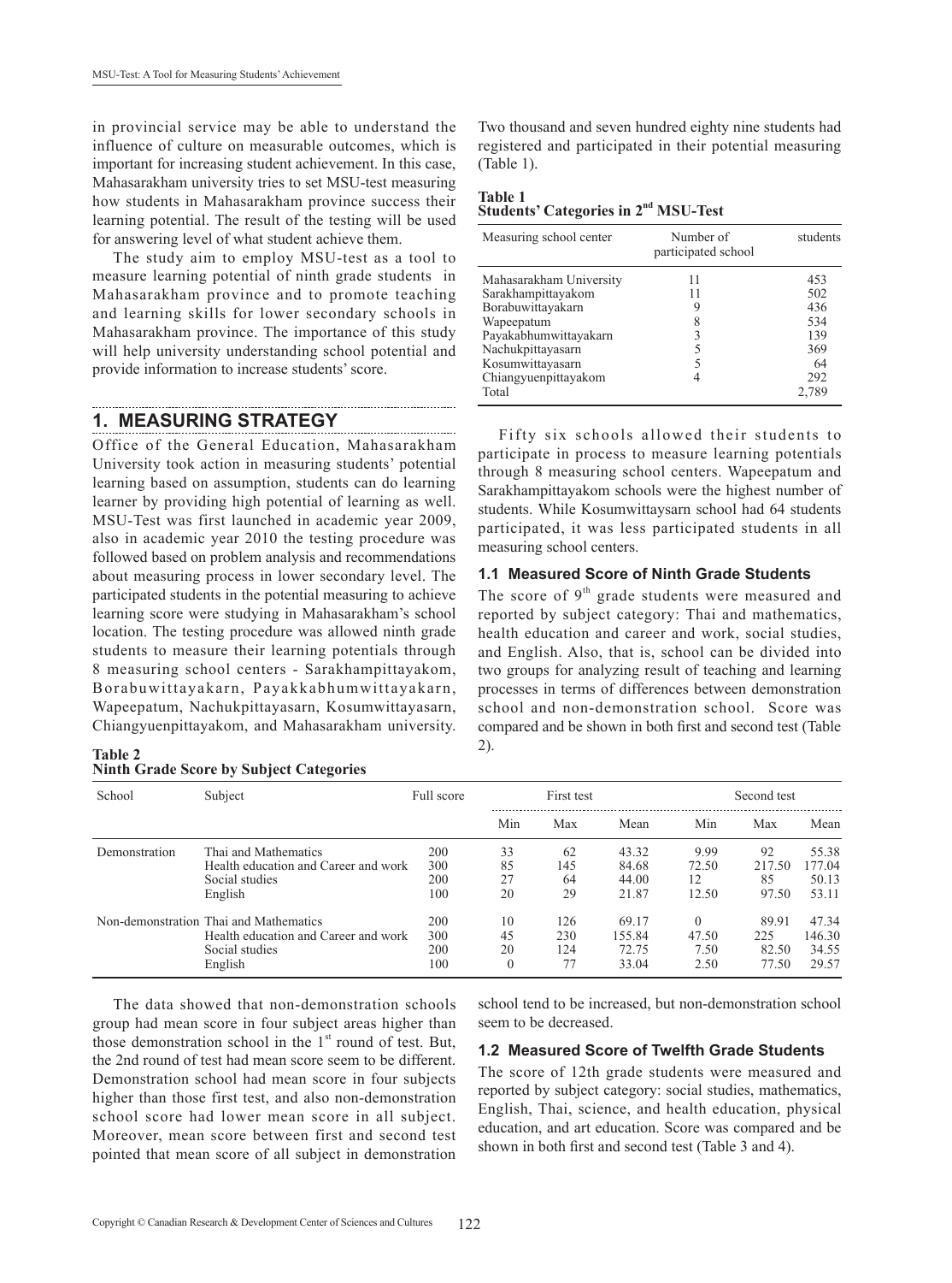in provincial service may be able to understand the influence of culture on measurable outcomes, which is important for increasing student achievement. In this case, Mahasarakham university tries to set MSU-test measuring how students in Mahasarakham province success their learning potential. The result of the testing will be used for answering level of what student achieve them.

The study aim to employ MSU-test as a tool to measure learning potential of ninth grade students in Mahasarakham province and to promote teaching and learning skills for lower secondary schools in Mahasarakham province. The importance of this study will help university understanding school potential and provide information to increase students' score.

## 1. MEASURING STRATEGY

Office of the General Education, Mahasarakham University took action in measuring students' potential learning based on assumption, students can do learning learner by providing high potential of learning as well. MSU-Test was first launched in academic year 2009, also in academic year 2010 the testing procedure was followed based on problem analysis and recommendations about measuring process in lower secondary level. The participated students in the potential measuring to achieve learning score were studying in Mahasarakham's school location. The testing procedure was allowed ninth grade students to measure their learning potentials through 8 measuring school centers - Sarakhampittayakom, Borabuwittayakarn, Payakkabhumwittayakarn, Wapeepatum, Nachukpittayasarn, Kosumwittayasarn, Chiangyuenpittayakom, and Mahasarakham university. Two thousand and seven hundred eighty nine students had registered and participated in their potential measuring (Table 1).

**Table 1**
**Students' Categories in 2nd MSU-Test**

| Measuring school center | Number of participated school | students |
|---|---|---|
| Mahasarakham University | 11 | 453 |
| Sarakhampittayakom | 11 | 502 |
| Borabuwittayakarn | 9 | 436 |
| Wapeepatum | 8 | 534 |
| Payakabhumwittayakarn | 3 | 139 |
| Nachukpittayasarn | 5 | 369 |
| Kosumwittayasarn | 5 | 64 |
| Chiangyuenpittayakom | 4 | 292 |
| Total | | 2,789 |

Fifty six schools allowed their students to participate in process to measure learning potentials through 8 measuring school centers. Wapeepatum and Sarakhampittayakom schools were the highest number of students. While Kosumwittaysarn school had 64 students participated, it was less participated students in all measuring school centers.

### 1.1 Measured Score of Ninth Grade Students

The score of 9th grade students were measured and reported by subject category: Thai and mathematics, health education and career and work, social studies, and English. Also, that is, school can be divided into two groups for analyzing result of teaching and learning processes in terms of differences between demonstration school and non-demonstration school. Score was compared and be shown in both first and second test (Table 2).

**Table 2**
**Ninth Grade Score by Subject Categories**

| School | Subject | Full score | First test | | | Second test | | |
|---|---|---|---|---|---|---|---|---|
| | | | Min | Max | Mean | Min | Max | Mean |
| Demonstration | Thai and Mathematics | 200 | 33 | 62 | 43.32 | 9.99 | 92 | 55.38 |
| | Health education and Career and work | 300 | 85 | 145 | 84.68 | 72.50 | 217.50 | 177.04 |
| | Social studies | 200 | 27 | 64 | 44.00 | 12 | 85 | 50.13 |
| | English | 100 | 20 | 29 | 21.87 | 12.50 | 97.50 | 53.11 |
| Non-demonstration | Thai and Mathematics | 200 | 10 | 126 | 69.17 | 0 | 89.91 | 47.34 |
| | Health education and Career and work | 300 | 45 | 230 | 155.84 | 47.50 | 225 | 146.30 |
| | Social studies | 200 | 20 | 124 | 72.75 | 7.50 | 82.50 | 34.55 |
| | English | 100 | 0 | 77 | 33.04 | 2.50 | 77.50 | 29.57 |

The data showed that non-demonstration schools group had mean score in four subject areas higher than those demonstration school in the 1st round of test. But, the 2nd round of test had mean score seem to be different. Demonstration school had mean score in four subjects higher than those first test, and also non-demonstration school score had lower mean score in all subject. Moreover, mean score between first and second test pointed that mean score of all subject in demonstration school tend to be increased, but non-demonstration school seem to be decreased.

### 1.2 Measured Score of Twelfth Grade Students

The score of 12th grade students were measured and reported by subject category: social studies, mathematics, English, Thai, science, and health education, physical education, and art education. Score was compared and be shown in both first and second test (Table 3 and 4).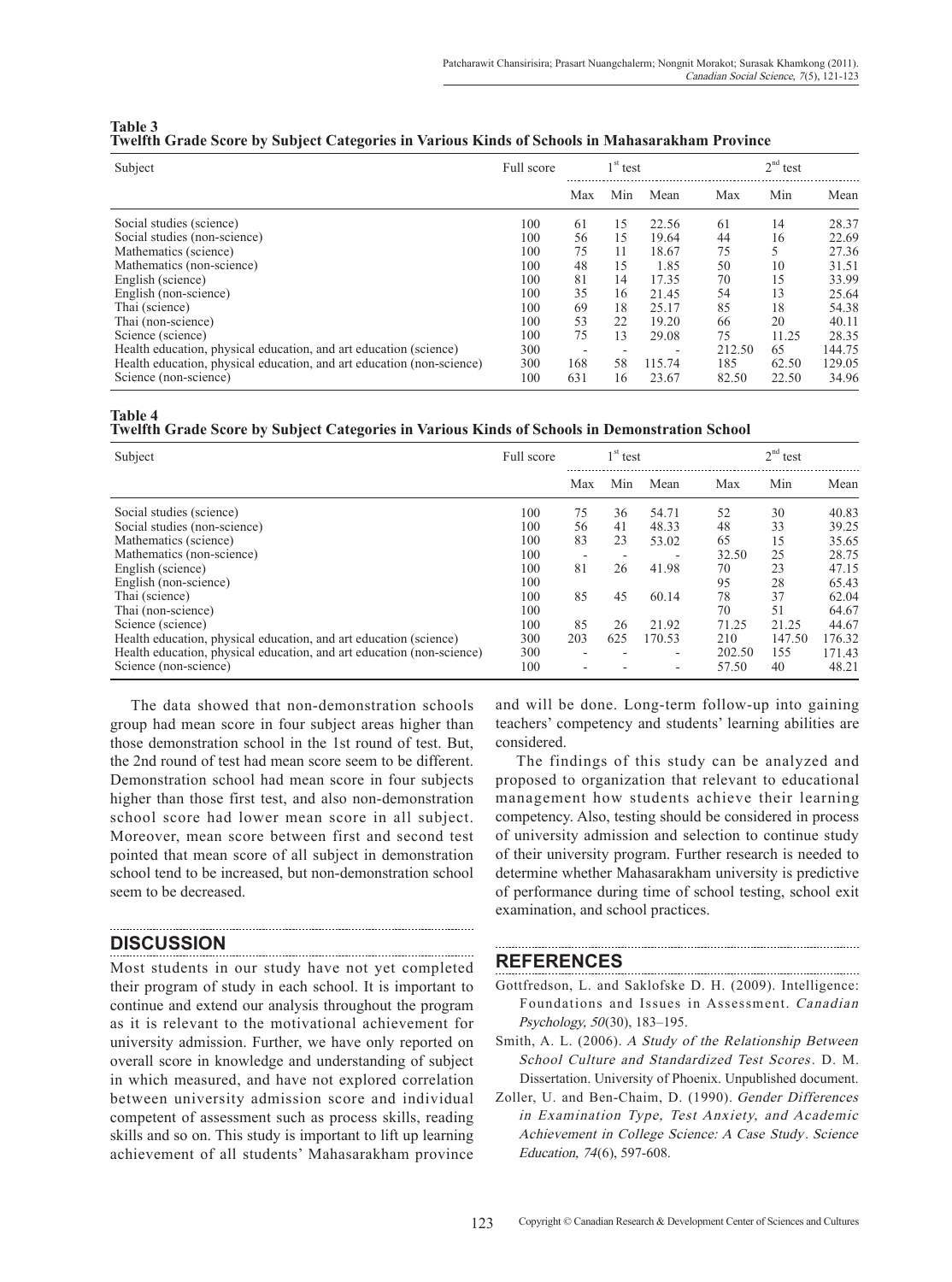**Table 3**
**Twelfth Grade Score by Subject Categories in Various Kinds of Schools in Mahasarakham Province**

| Subject | Full score | 1st test | | | 2nd test | | |
|---|---|---|---|---|---|---|---|
| | | Max | Min | Mean | Max | Min | Mean |
| Social studies (science) | 100 | 61 | 15 | 22.56 | 61 | 14 | 28.37 |
| Social studies (non-science) | 100 | 56 | 15 | 19.64 | 44 | 16 | 22.69 |
| Mathematics (science) | 100 | 75 | 11 | 18.67 | 75 | 5 | 27.36 |
| Mathematics (non-science) | 100 | 48 | 15 | 1.85 | 50 | 10 | 31.51 |
| English (science) | 100 | 81 | 14 | 17.35 | 70 | 15 | 33.99 |
| English (non-science) | 100 | 35 | 16 | 21.45 | 54 | 13 | 25.64 |
| Thai (science) | 100 | 69 | 18 | 25.17 | 85 | 18 | 54.38 |
| Thai (non-science) | 100 | 53 | 22 | 19.20 | 66 | 20 | 40.11 |
| Science (science) | 100 | 75 | 13 | 29.08 | 75 | 11.25 | 28.35 |
| Health education, physical education, and art education (science) | 300 | - | - | - | 212.50 | 65 | 144.75 |
| Health education, physical education, and art education (non-science) | 300 | 168 | 58 | 115.74 | 185 | 62.50 | 129.05 |
| Science (non-science) | 100 | 631 | 16 | 23.67 | 82.50 | 22.50 | 34.96 |

**Table 4**
**Twelfth Grade Score by Subject Categories in Various Kinds of Schools in Demonstration School**

| Subject | Full score | 1st test | | | 2nd test | | |
|---|---|---|---|---|---|---|---|
| | | Max | Min | Mean | Max | Min | Mean |
| Social studies (science) | 100 | 75 | 36 | 54.71 | 52 | 30 | 40.83 |
| Social studies (non-science) | 100 | 56 | 41 | 48.33 | 48 | 33 | 39.25 |
| Mathematics (science) | 100 | 83 | 23 | 53.02 | 65 | 15 | 35.65 |
| Mathematics (non-science) | 100 | - | - | - | 32.50 | 25 | 28.75 |
| English (science) | 100 | 81 | 26 | 41.98 | 70 | 23 | 47.15 |
| English (non-science) | 100 | | | | 95 | 28 | 65.43 |
| Thai (science) | 100 | 85 | 45 | 60.14 | 78 | 37 | 62.04 |
| Thai (non-science) | 100 | | | | 70 | 51 | 64.67 |
| Science (science) | 100 | 85 | 26 | 21.92 | 71.25 | 21.25 | 44.67 |
| Health education, physical education, and art education (science) | 300 | 203 | 625 | 170.53 | 210 | 147.50 | 176.32 |
| Health education, physical education, and art education (non-science) | 300 | - | - | - | 202.50 | 155 | 171.43 |
| Science (non-science) | 100 | - | - | - | 57.50 | 40 | 48.21 |

The data showed that non-demonstration schools group had mean score in four subject areas higher than those demonstration school in the 1st round of test. But, the 2nd round of test had mean score seem to be different. Demonstration school had mean score in four subjects higher than those first test, and also non-demonstration school score had lower mean score in all subject. Moreover, mean score between first and second test pointed that mean score of all subject in demonstration school tend to be increased, but non-demonstration school seem to be decreased.

## DISCUSSION

Most students in our study have not yet completed their program of study in each school. It is important to continue and extend our analysis throughout the program as it is relevant to the motivational achievement for university admission. Further, we have only reported on overall score in knowledge and understanding of subject in which measured, and have not explored correlation between university admission score and individual competent of assessment such as process skills, reading skills and so on. This study is important to lift up learning achievement of all students' Mahasarakham province and will be done. Long-term follow-up into gaining teachers' competency and students' learning abilities are considered.

The findings of this study can be analyzed and proposed to organization that relevant to educational management how students achieve their learning competency. Also, testing should be considered in process of university admission and selection to continue study of their university program. Further research is needed to determine whether Mahasarakham university is predictive of performance during time of school testing, school exit examination, and school practices.

## REFERENCES

Gottfredson, L. and Saklofske D. H. (2009). Intelligence: Foundations and Issues in Assessment. *Canadian Psychology*, *50*(30), 183–195.

Smith, A. L. (2006). *A Study of the Relationship Between School Culture and Standardized Test Scores*. D. M. Dissertation. University of Phoenix. Unpublished document.

Zoller, U. and Ben-Chaim, D. (1990). *Gender Differences in Examination Type, Test Anxiety, and Academic Achievement in College Science: A Case Study*. *Science Education, 74*(6), 597-608.